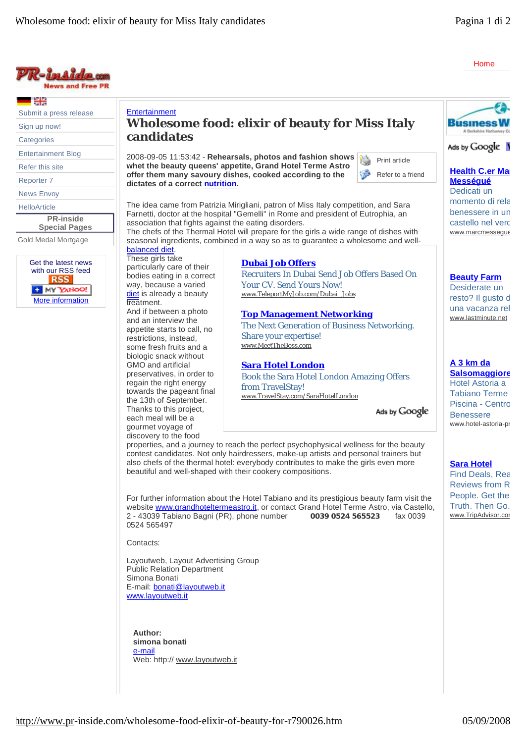Entertainment

# Wholesome food: elixir of beauty for Miss Italy candidates

2008-09-05 11:53:42 - **Rehearsals, photos and fashion shows whet the beauty queens' appetite, Grand Hotel Terme Astro offer them many savoury dishes, cooked according to the dictates of a correct nutrition.**

The idea came from Patrizia Mirigliani, patron of Miss Italy competition, and Sara Farnetti, doctor at the hospital "Gemelli" in Rome and president of Eutrophia, an association that fights against the eating disorders.

The chefs of the Thermal Hotel will prepare for the girls a wide range of dishes with seasonal ingredients, combined in a way so as to guarantee a wholesome and well-balanced diet.

These girls take particularly care of their bodies eating in a correct way, because a varied diet is already a beauty treatment.

And if between a photo and an interview the appetite starts to call, no restrictions, instead, some fresh fruits and a biologic snack without GMO and artificial preservatives, in order to regain the right energy towards the pageant final the 13th of September.

Thanks to this project, each meal will be a gourmet voyage of discovery to the food properties, and a journey to reach the perfect psychophysical wellness for the beauty contest candidates. Not only hairdressers, make-up artists and personal trainers but also chefs of the thermal hotel: everybody contributes to make the girls even more beautiful and well-shaped with their cookery compositions.

For further information about the Hotel Tabiano and its prestigious beauty farm visit the website www.grandhoteltermeastro.it, or contact Grand Hotel Terme Astro, via Castello, 2 - 43039 Tabiano Bagni (PR), phone number **0039 0524 565523** fax 0039 0524 565497

Contacts:

Layoutweb, Layout Advertising Group
Public Relation Department
Simona Bonati
E-mail: bonati@layoutweb.it
www.layoutweb.it

**Author:**
**simona bonati**
e-mail
Web: http:// www.layoutweb.it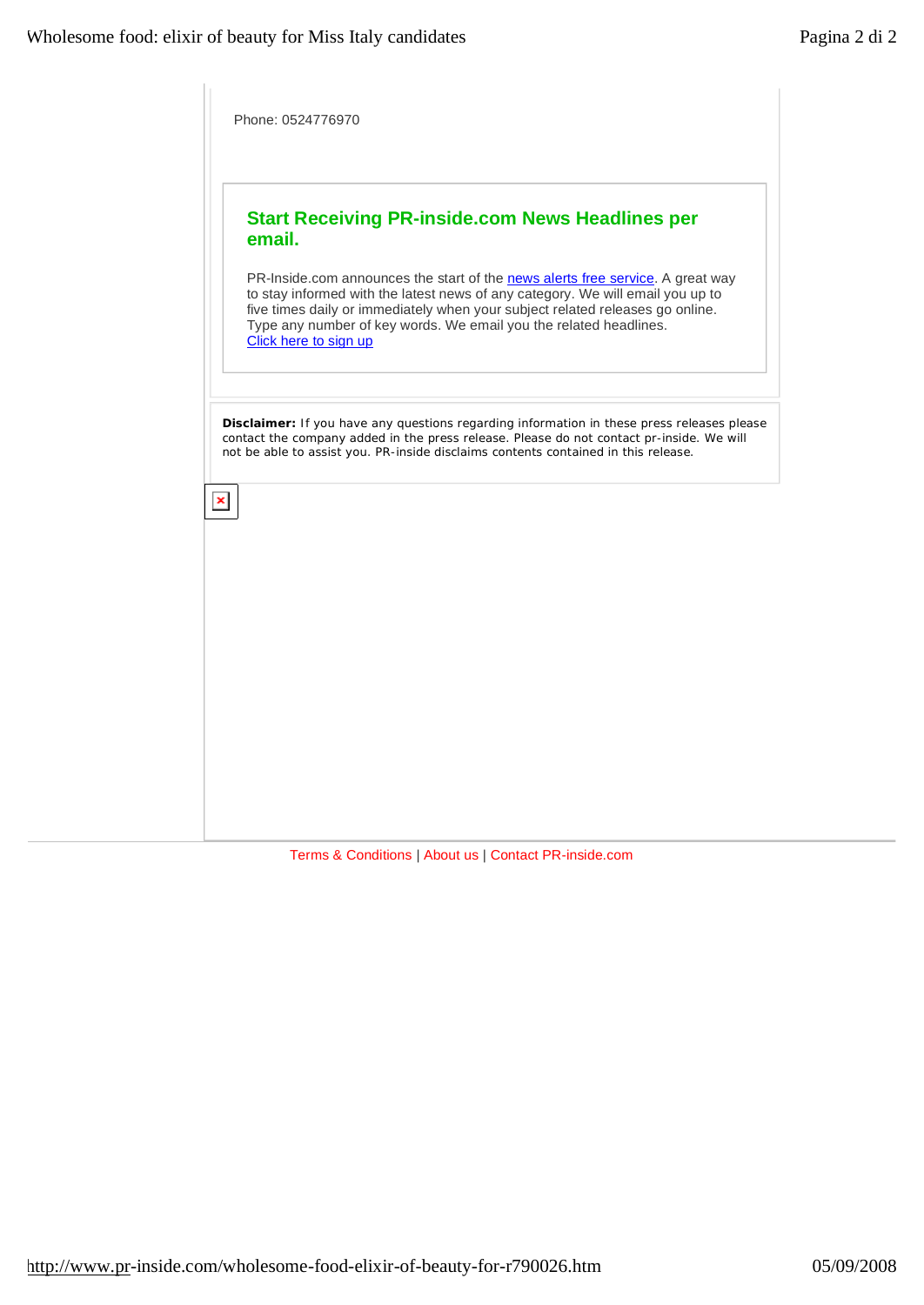Phone: 0524776970

## Start Receiving PR-inside.com News Headlines per email.

PR-Inside.com announces the start of the news alerts free service. A great way to stay informed with the latest news of any category. We will email you up to five times daily or immediately when your subject related releases go online. Type any number of key words. We email you the related headlines.
Click here to sign up

**Disclaimer:** If you have any questions regarding information in these press releases please contact the company added in the press release. Please do not contact pr-inside. We will not be able to assist you. PR-inside disclaims contents contained in this release.

Terms & Conditions | About us | Contact PR-inside.com